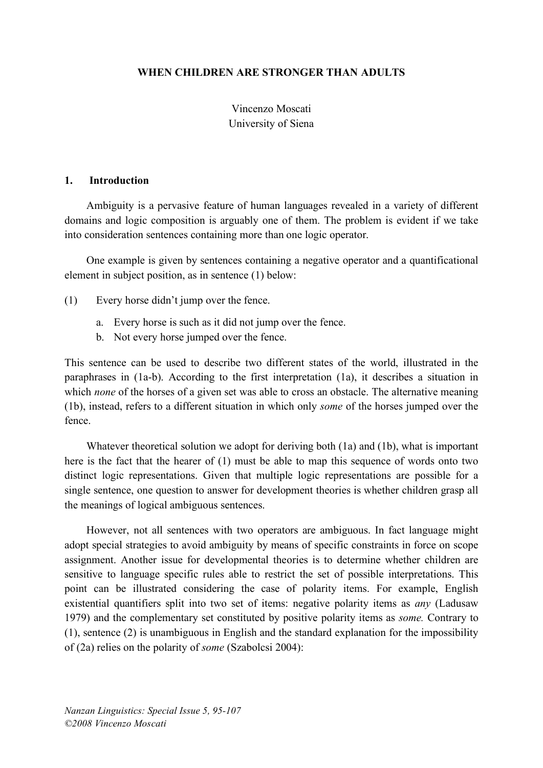# WHEN CHILDREN ARE STRONGER THAN ADULTS

Vincenzo Moscati
University of Siena

## 1. Introduction

Ambiguity is a pervasive feature of human languages revealed in a variety of different domains and logic composition is arguably one of them. The problem is evident if we take into consideration sentences containing more than one logic operator.

One example is given by sentences containing a negative operator and a quantificational element in subject position, as in sentence (1) below:

(1) Every horse didn't jump over the fence.

a. Every horse is such as it did not jump over the fence.
b. Not every horse jumped over the fence.

This sentence can be used to describe two different states of the world, illustrated in the paraphrases in (1a-b). According to the first interpretation (1a), it describes a situation in which *none* of the horses of a given set was able to cross an obstacle. The alternative meaning (1b), instead, refers to a different situation in which only *some* of the horses jumped over the fence.

Whatever theoretical solution we adopt for deriving both (1a) and (1b), what is important here is the fact that the hearer of (1) must be able to map this sequence of words onto two distinct logic representations. Given that multiple logic representations are possible for a single sentence, one question to answer for development theories is whether children grasp all the meanings of logical ambiguous sentences.

However, not all sentences with two operators are ambiguous. In fact language might adopt special strategies to avoid ambiguity by means of specific constraints in force on scope assignment. Another issue for developmental theories is to determine whether children are sensitive to language specific rules able to restrict the set of possible interpretations. This point can be illustrated considering the case of polarity items. For example, English existential quantifiers split into two set of items: negative polarity items as *any* (Ladusaw 1979) and the complementary set constituted by positive polarity items as *some.* Contrary to (1), sentence (2) is unambiguous in English and the standard explanation for the impossibility of (2a) relies on the polarity of *some* (Szabolcsi 2004):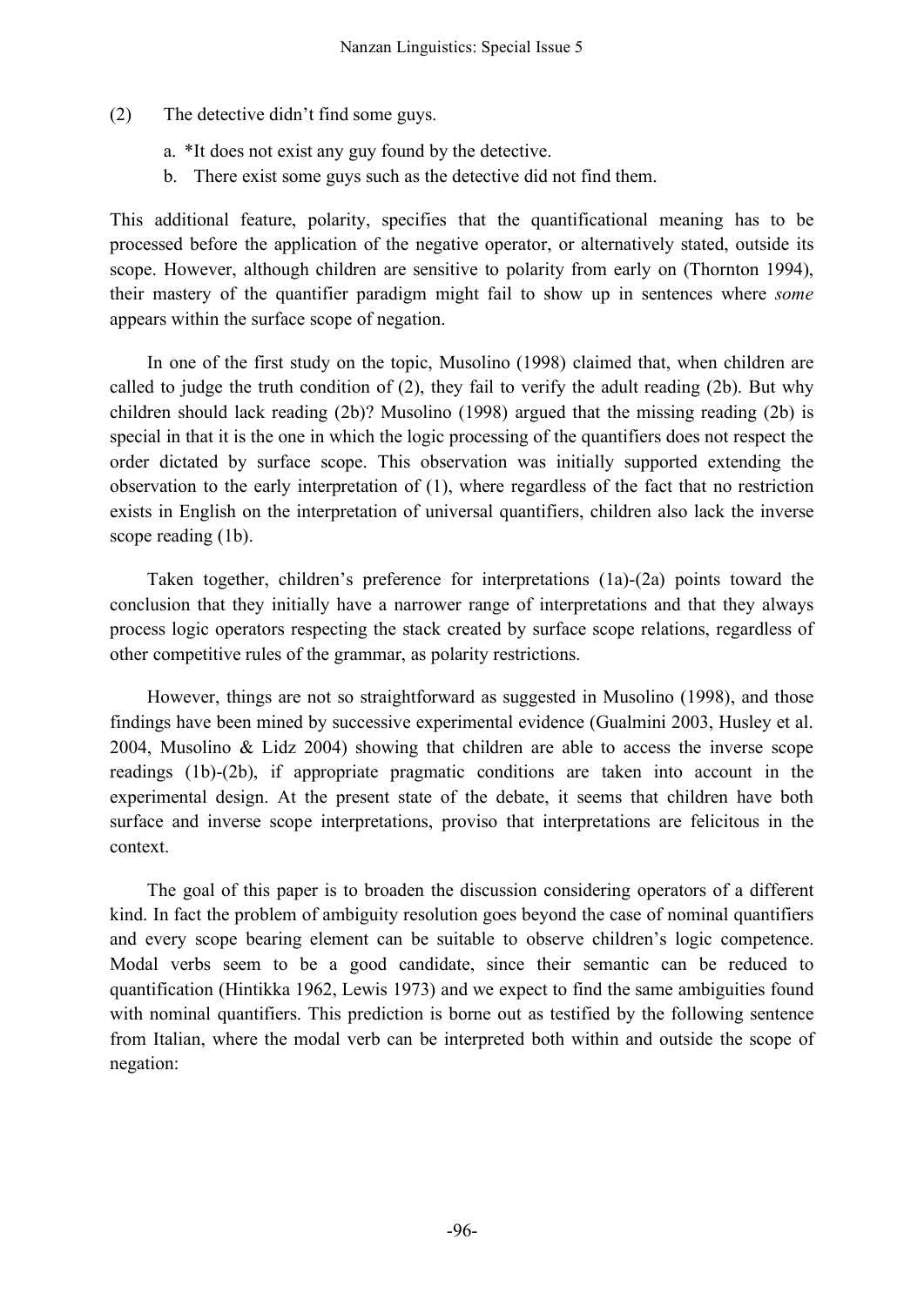(2) The detective didn't find some guys.

a. *It does not exist any guy found by the detective.
b. There exist some guys such as the detective did not find them.

This additional feature, polarity, specifies that the quantificational meaning has to be processed before the application of the negative operator, or alternatively stated, outside its scope. However, although children are sensitive to polarity from early on (Thornton 1994), their mastery of the quantifier paradigm might fail to show up in sentences where *some* appears within the surface scope of negation.

In one of the first study on the topic, Musolino (1998) claimed that, when children are called to judge the truth condition of (2), they fail to verify the adult reading (2b). But why children should lack reading (2b)? Musolino (1998) argued that the missing reading (2b) is special in that it is the one in which the logic processing of the quantifiers does not respect the order dictated by surface scope. This observation was initially supported extending the observation to the early interpretation of (1), where regardless of the fact that no restriction exists in English on the interpretation of universal quantifiers, children also lack the inverse scope reading (1b).

Taken together, children's preference for interpretations (1a)-(2a) points toward the conclusion that they initially have a narrower range of interpretations and that they always process logic operators respecting the stack created by surface scope relations, regardless of other competitive rules of the grammar, as polarity restrictions.

However, things are not so straightforward as suggested in Musolino (1998), and those findings have been mined by successive experimental evidence (Gualmini 2003, Husley et al. 2004, Musolino & Lidz 2004) showing that children are able to access the inverse scope readings (1b)-(2b), if appropriate pragmatic conditions are taken into account in the experimental design. At the present state of the debate, it seems that children have both surface and inverse scope interpretations, proviso that interpretations are felicitous in the context.

The goal of this paper is to broaden the discussion considering operators of a different kind. In fact the problem of ambiguity resolution goes beyond the case of nominal quantifiers and every scope bearing element can be suitable to observe children's logic competence. Modal verbs seem to be a good candidate, since their semantic can be reduced to quantification (Hintikka 1962, Lewis 1973) and we expect to find the same ambiguities found with nominal quantifiers. This prediction is borne out as testified by the following sentence from Italian, where the modal verb can be interpreted both within and outside the scope of negation: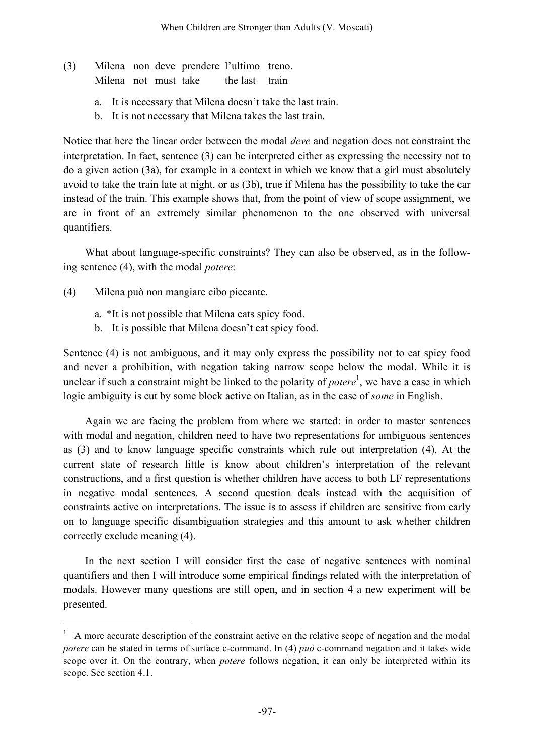(3) Milena non deve prendere l'ultimo treno.
    Milena not must take the last train

a. It is necessary that Milena doesn't take the last train.
b. It is not necessary that Milena takes the last train.

Notice that here the linear order between the modal *deve* and negation does not constraint the interpretation. In fact, sentence (3) can be interpreted either as expressing the necessity not to do a given action (3a), for example in a context in which we know that a girl must absolutely avoid to take the train late at night, or as (3b), true if Milena has the possibility to take the car instead of the train. This example shows that, from the point of view of scope assignment, we are in front of an extremely similar phenomenon to the one observed with universal quantifiers.

What about language-specific constraints? They can also be observed, as in the following sentence (4), with the modal *potere*:

(4) Milena può non mangiare cibo piccante.

a. *It is not possible that Milena eats spicy food.
b. It is possible that Milena doesn't eat spicy food.

Sentence (4) is not ambiguous, and it may only express the possibility not to eat spicy food and never a prohibition, with negation taking narrow scope below the modal. While it is unclear if such a constraint might be linked to the polarity of *potere*[1], we have a case in which logic ambiguity is cut by some block active on Italian, as in the case of *some* in English.

Again we are facing the problem from where we started: in order to master sentences with modal and negation, children need to have two representations for ambiguous sentences as (3) and to know language specific constraints which rule out interpretation (4). At the current state of research little is know about children's interpretation of the relevant constructions, and a first question is whether children have access to both LF representations in negative modal sentences. A second question deals instead with the acquisition of constraints active on interpretations. The issue is to assess if children are sensitive from early on to language specific disambiguation strategies and this amount to ask whether children correctly exclude meaning (4).

In the next section I will consider first the case of negative sentences with nominal quantifiers and then I will introduce some empirical findings related with the interpretation of modals. However many questions are still open, and in section 4 a new experiment will be presented.

---

[1] A more accurate description of the constraint active on the relative scope of negation and the modal *potere* can be stated in terms of surface c-command. In (4) *può* c-command negation and it takes wide scope over it. On the contrary, when *potere* follows negation, it can only be interpreted within its scope. See section 4.1.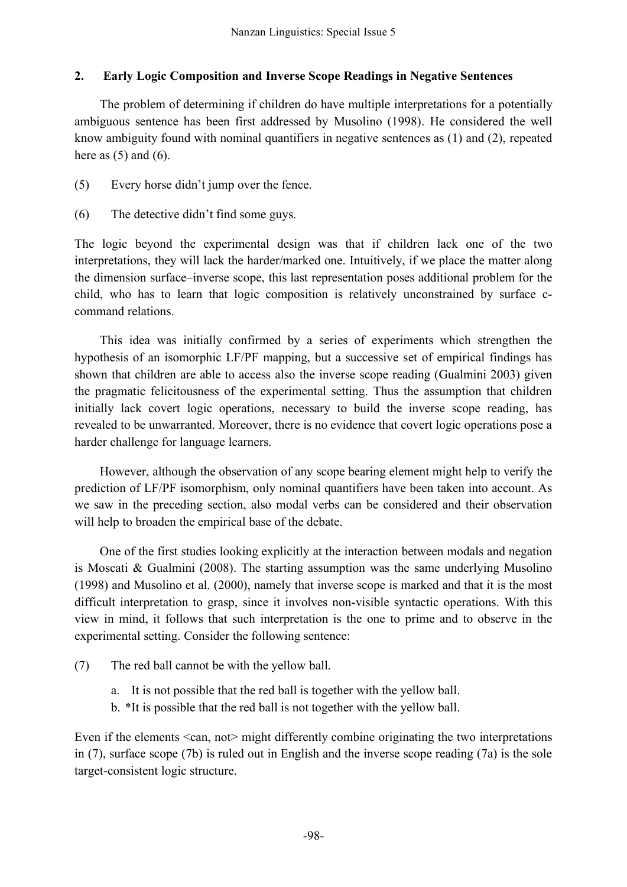## 2. Early Logic Composition and Inverse Scope Readings in Negative Sentences

The problem of determining if children do have multiple interpretations for a potentially ambiguous sentence has been first addressed by Musolino (1998). He considered the well know ambiguity found with nominal quantifiers in negative sentences as (1) and (2), repeated here as (5) and (6).

(5) Every horse didn't jump over the fence.

(6) The detective didn't find some guys.

The logic beyond the experimental design was that if children lack one of the two interpretations, they will lack the harder/marked one. Intuitively, if we place the matter along the dimension surface–inverse scope, this last representation poses additional problem for the child, who has to learn that logic composition is relatively unconstrained by surface c-command relations.

This idea was initially confirmed by a series of experiments which strengthen the hypothesis of an isomorphic LF/PF mapping, but a successive set of empirical findings has shown that children are able to access also the inverse scope reading (Gualmini 2003) given the pragmatic felicitousness of the experimental setting. Thus the assumption that children initially lack covert logic operations, necessary to build the inverse scope reading, has revealed to be unwarranted. Moreover, there is no evidence that covert logic operations pose a harder challenge for language learners.

However, although the observation of any scope bearing element might help to verify the prediction of LF/PF isomorphism, only nominal quantifiers have been taken into account. As we saw in the preceding section, also modal verbs can be considered and their observation will help to broaden the empirical base of the debate.

One of the first studies looking explicitly at the interaction between modals and negation is Moscati & Gualmini (2008). The starting assumption was the same underlying Musolino (1998) and Musolino et al. (2000), namely that inverse scope is marked and that it is the most difficult interpretation to grasp, since it involves non-visible syntactic operations. With this view in mind, it follows that such interpretation is the one to prime and to observe in the experimental setting. Consider the following sentence:

(7) The red ball cannot be with the yellow ball.

  a. It is not possible that the red ball is together with the yellow ball.
  b. *It is possible that the red ball is not together with the yellow ball.

Even if the elements <can, not> might differently combine originating the two interpretations in (7), surface scope (7b) is ruled out in English and the inverse scope reading (7a) is the sole target-consistent logic structure.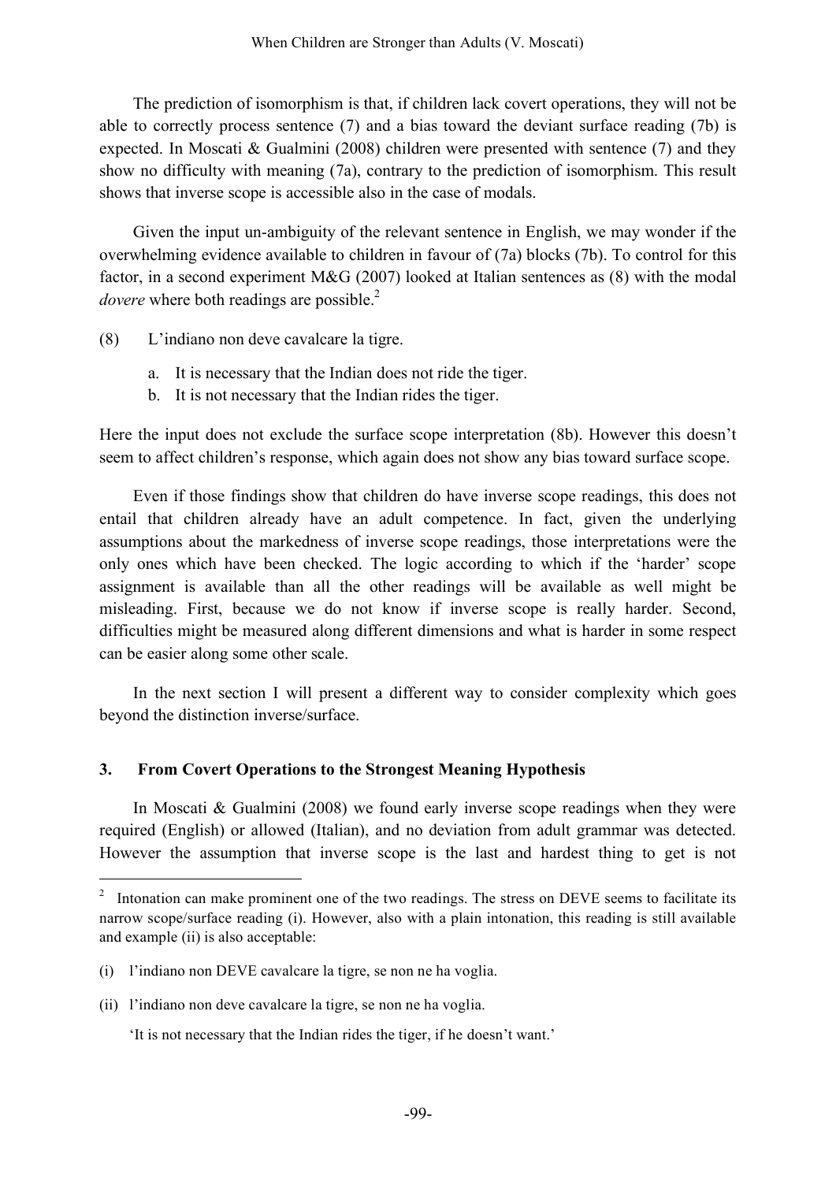The prediction of isomorphism is that, if children lack covert operations, they will not be able to correctly process sentence (7) and a bias toward the deviant surface reading (7b) is expected. In Moscati & Gualmini (2008) children were presented with sentence (7) and they show no difficulty with meaning (7a), contrary to the prediction of isomorphism. This result shows that inverse scope is accessible also in the case of modals.

Given the input un-ambiguity of the relevant sentence in English, we may wonder if the overwhelming evidence available to children in favour of (7a) blocks (7b). To control for this factor, in a second experiment M&G (2007) looked at Italian sentences as (8) with the modal *dovere* where both readings are possible.[2]

(8) L'indiano non deve cavalcare la tigre.

  a. It is necessary that the Indian does not ride the tiger.
  b. It is not necessary that the Indian rides the tiger.

Here the input does not exclude the surface scope interpretation (8b). However this doesn't seem to affect children's response, which again does not show any bias toward surface scope.

Even if those findings show that children do have inverse scope readings, this does not entail that children already have an adult competence. In fact, given the underlying assumptions about the markedness of inverse scope readings, those interpretations were the only ones which have been checked. The logic according to which if the 'harder' scope assignment is available than all the other readings will be available as well might be misleading. First, because we do not know if inverse scope is really harder. Second, difficulties might be measured along different dimensions and what is harder in some respect can be easier along some other scale.

In the next section I will present a different way to consider complexity which goes beyond the distinction inverse/surface.

## 3. From Covert Operations to the Strongest Meaning Hypothesis

In Moscati & Gualmini (2008) we found early inverse scope readings when they were required (English) or allowed (Italian), and no deviation from adult grammar was detected. However the assumption that inverse scope is the last and hardest thing to get is not

---

[2] Intonation can make prominent one of the two readings. The stress on DEVE seems to facilitate its narrow scope/surface reading (i). However, also with a plain intonation, this reading is still available and example (ii) is also acceptable:

(i) l'indiano non DEVE cavalcare la tigre, se non ne ha voglia.

(ii) l'indiano non deve cavalcare la tigre, se non ne ha voglia.

  'It is not necessary that the Indian rides the tiger, if he doesn't want.'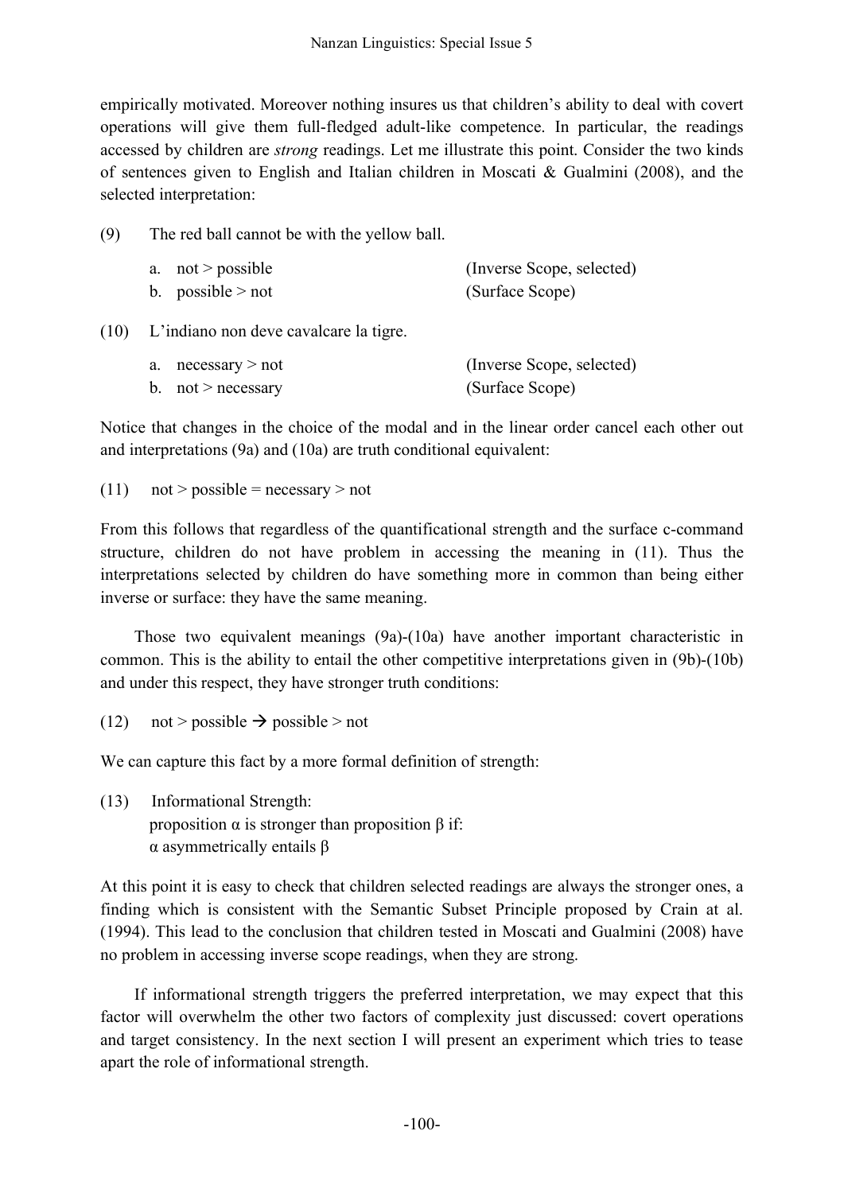empirically motivated. Moreover nothing insures us that children's ability to deal with covert operations will give them full-fledged adult-like competence. In particular, the readings accessed by children are *strong* readings. Let me illustrate this point. Consider the two kinds of sentences given to English and Italian children in Moscati & Gualmini (2008), and the selected interpretation:

(9) The red ball cannot be with the yellow ball.

- a. not > possible (Inverse Scope, selected)
- b. possible > not (Surface Scope)

(10) L'indiano non deve cavalcare la tigre.

- a. necessary > not (Inverse Scope, selected)
- b. not > necessary (Surface Scope)

Notice that changes in the choice of the modal and in the linear order cancel each other out and interpretations (9a) and (10a) are truth conditional equivalent:

(11) not > possible = necessary > not

From this follows that regardless of the quantificational strength and the surface c-command structure, children do not have problem in accessing the meaning in (11). Thus the interpretations selected by children do have something more in common than being either inverse or surface: they have the same meaning.

Those two equivalent meanings (9a)-(10a) have another important characteristic in common. This is the ability to entail the other competitive interpretations given in (9b)-(10b) and under this respect, they have stronger truth conditions:

(12) not > possible $\rightarrow$ possible > not

We can capture this fact by a more formal definition of strength:

(13) Informational Strength:
proposition $\alpha$ is stronger than proposition $\beta$ if:
$\alpha$ asymmetrically entails $\beta$

At this point it is easy to check that children selected readings are always the stronger ones, a finding which is consistent with the Semantic Subset Principle proposed by Crain at al. (1994). This lead to the conclusion that children tested in Moscati and Gualmini (2008) have no problem in accessing inverse scope readings, when they are strong.

If informational strength triggers the preferred interpretation, we may expect that this factor will overwhelm the other two factors of complexity just discussed: covert operations and target consistency. In the next section I will present an experiment which tries to tease apart the role of informational strength.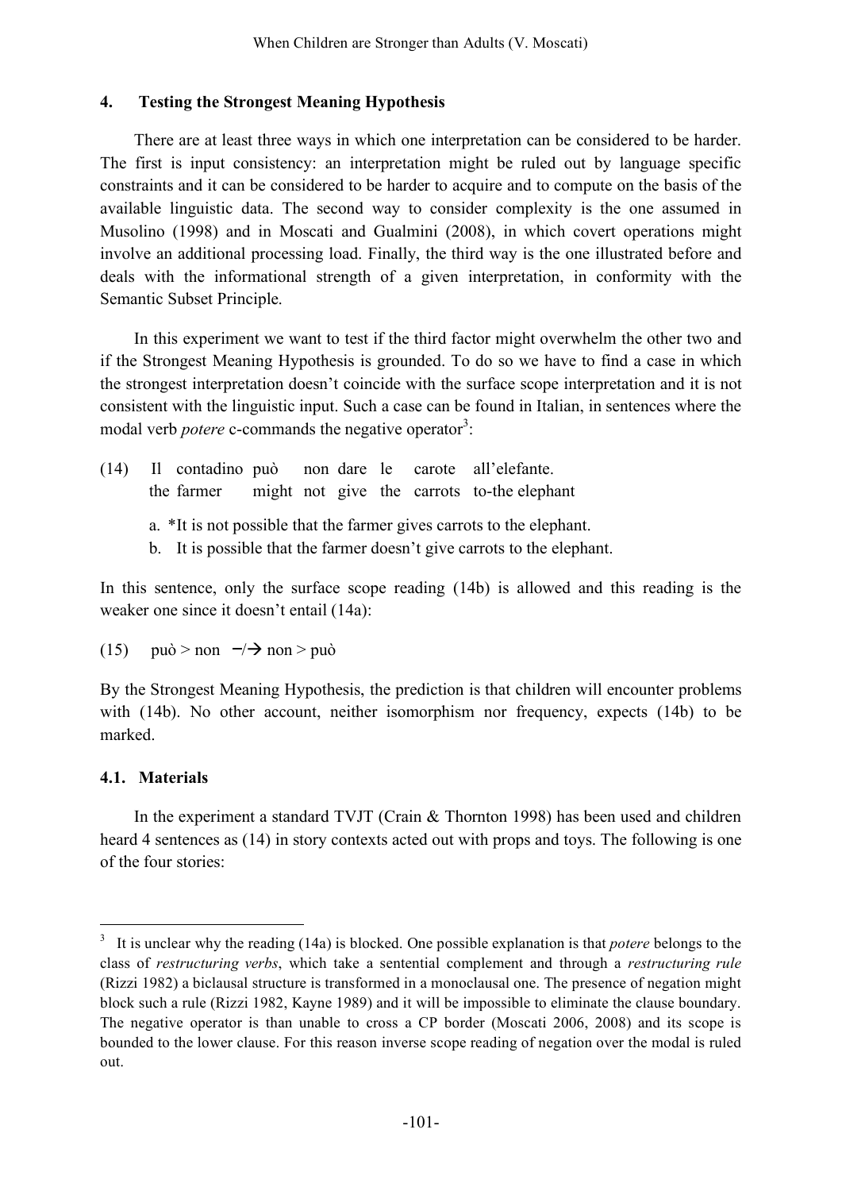## 4. Testing the Strongest Meaning Hypothesis

There are at least three ways in which one interpretation can be considered to be harder. The first is input consistency: an interpretation might be ruled out by language specific constraints and it can be considered to be harder to acquire and to compute on the basis of the available linguistic data. The second way to consider complexity is the one assumed in Musolino (1998) and in Moscati and Gualmini (2008), in which covert operations might involve an additional processing load. Finally, the third way is the one illustrated before and deals with the informational strength of a given interpretation, in conformity with the Semantic Subset Principle.

In this experiment we want to test if the third factor might overwhelm the other two and if the Strongest Meaning Hypothesis is grounded. To do so we have to find a case in which the strongest interpretation doesn't coincide with the surface scope interpretation and it is not consistent with the linguistic input. Such a case can be found in Italian, in sentences where the modal verb *potere* c-commands the negative operator[3]:

(14) Il contadino può non dare le carote all'elefante.
the farmer might not give the carrots to-the elephant

a. *It is not possible that the farmer gives carrots to the elephant.
b. It is possible that the farmer doesn't give carrots to the elephant.

In this sentence, only the surface scope reading (14b) is allowed and this reading is the weaker one since it doesn't entail (14a):

(15) può > non $-/\rightarrow$ non > può

By the Strongest Meaning Hypothesis, the prediction is that children will encounter problems with (14b). No other account, neither isomorphism nor frequency, expects (14b) to be marked.

### 4.1. Materials

In the experiment a standard TVJT (Crain & Thornton 1998) has been used and children heard 4 sentences as (14) in story contexts acted out with props and toys. The following is one of the four stories:

---

[3] It is unclear why the reading (14a) is blocked. One possible explanation is that *potere* belongs to the class of *restructuring verbs*, which take a sentential complement and through a *restructuring rule* (Rizzi 1982) a biclausal structure is transformed in a monoclausal one. The presence of negation might block such a rule (Rizzi 1982, Kayne 1989) and it will be impossible to eliminate the clause boundary. The negative operator is than unable to cross a CP border (Moscati 2006, 2008) and its scope is bounded to the lower clause. For this reason inverse scope reading of negation over the modal is ruled out.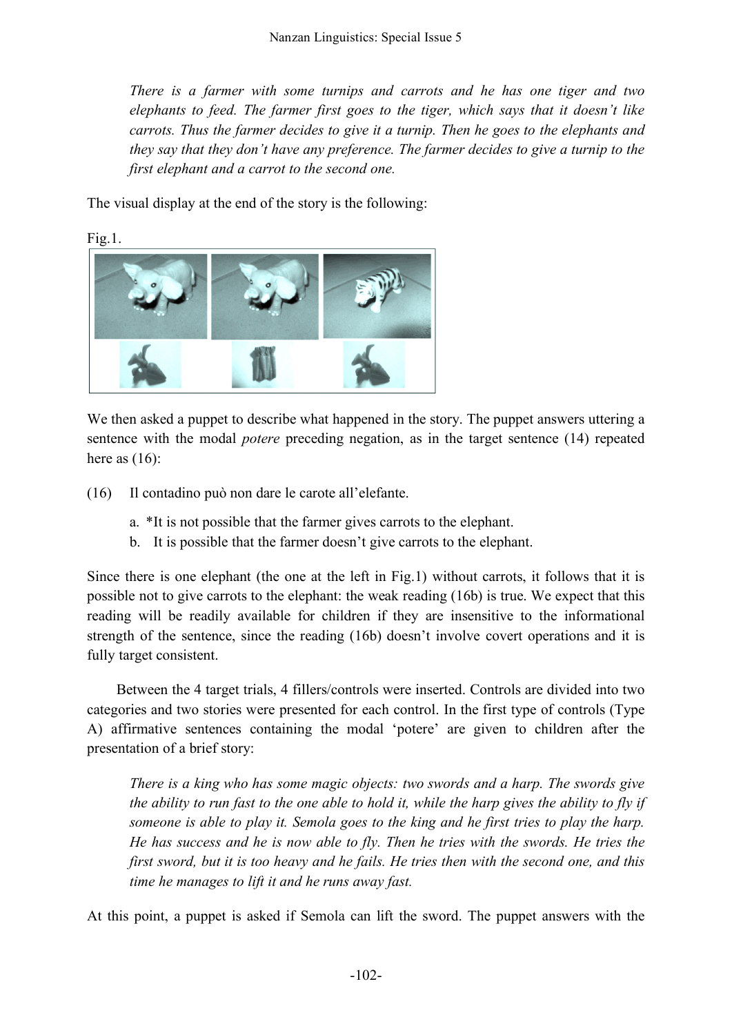*There is a farmer with some turnips and carrots and he has one tiger and two elephants to feed. The farmer first goes to the tiger, which says that it doesn't like carrots. Thus the farmer decides to give it a turnip. Then he goes to the elephants and they say that they don't have any preference. The farmer decides to give a turnip to the first elephant and a carrot to the second one.*

The visual display at the end of the story is the following:

Fig.1.

We then asked a puppet to describe what happened in the story. The puppet answers uttering a sentence with the modal *potere* preceding negation, as in the target sentence (14) repeated here as (16):

(16) Il contadino può non dare le carote all'elefante.

a. *It is not possible that the farmer gives carrots to the elephant.

b. It is possible that the farmer doesn't give carrots to the elephant.

Since there is one elephant (the one at the left in Fig.1) without carrots, it follows that it is possible not to give carrots to the elephant: the weak reading (16b) is true. We expect that this reading will be readily available for children if they are insensitive to the informational strength of the sentence, since the reading (16b) doesn't involve covert operations and it is fully target consistent.

Between the 4 target trials, 4 fillers/controls were inserted. Controls are divided into two categories and two stories were presented for each control. In the first type of controls (Type A) affirmative sentences containing the modal 'potere' are given to children after the presentation of a brief story:

*There is a king who has some magic objects: two swords and a harp. The swords give the ability to run fast to the one able to hold it, while the harp gives the ability to fly if someone is able to play it. Semola goes to the king and he first tries to play the harp. He has success and he is now able to fly. Then he tries with the swords. He tries the first sword, but it is too heavy and he fails. He tries then with the second one, and this time he manages to lift it and he runs away fast.*

At this point, a puppet is asked if Semola can lift the sword. The puppet answers with the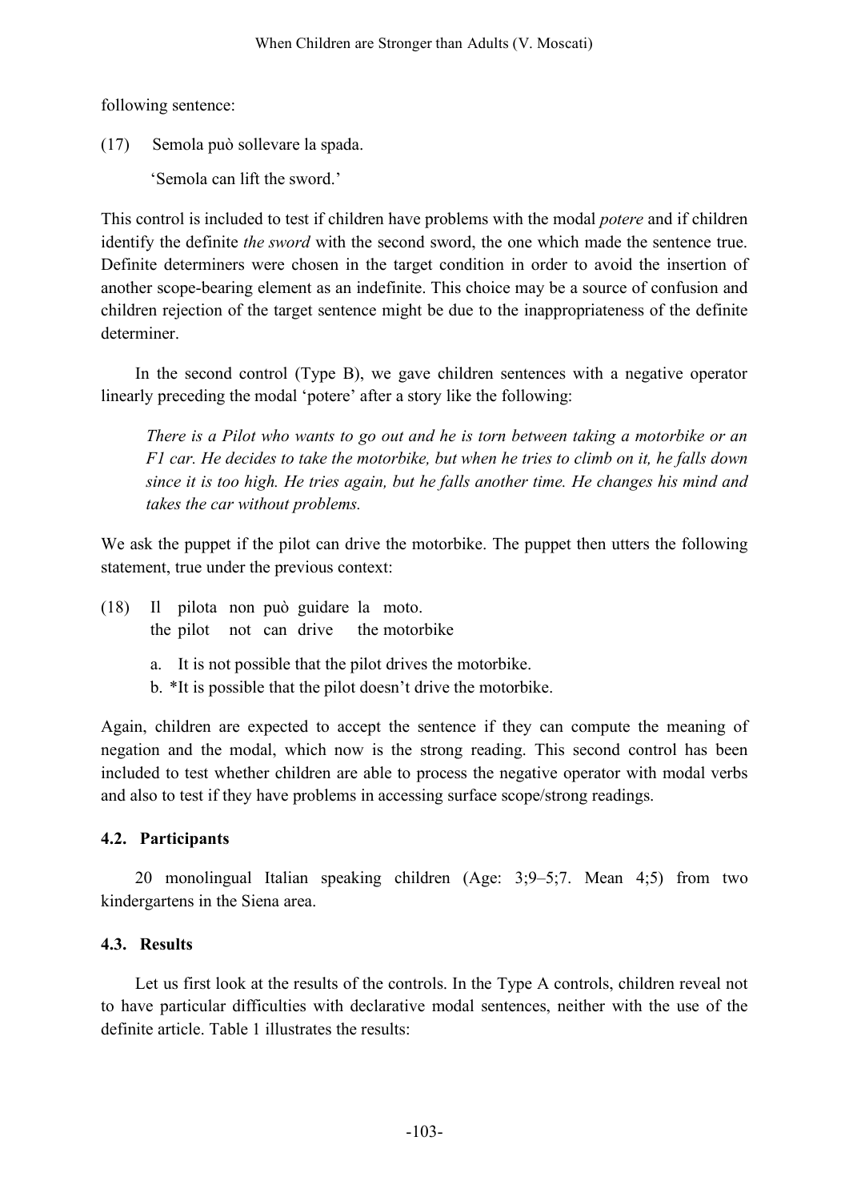following sentence:

(17) Semola può sollevare la spada.

 'Semola can lift the sword.'

This control is included to test if children have problems with the modal *potere* and if children identify the definite *the sword* with the second sword, the one which made the sentence true. Definite determiners were chosen in the target condition in order to avoid the insertion of another scope-bearing element as an indefinite. This choice may be a source of confusion and children rejection of the target sentence might be due to the inappropriateness of the definite determiner.

In the second control (Type B), we gave children sentences with a negative operator linearly preceding the modal 'potere' after a story like the following:

> *There is a Pilot who wants to go out and he is torn between taking a motorbike or an F1 car. He decides to take the motorbike, but when he tries to climb on it, he falls down since it is too high. He tries again, but he falls another time. He changes his mind and takes the car without problems.*

We ask the puppet if the pilot can drive the motorbike. The puppet then utters the following statement, true under the previous context:

(18) Il pilota non può guidare la moto.
 the pilot not can drive the motorbike

 a. It is not possible that the pilot drives the motorbike.
 b. *It is possible that the pilot doesn't drive the motorbike.

Again, children are expected to accept the sentence if they can compute the meaning of negation and the modal, which now is the strong reading. This second control has been included to test whether children are able to process the negative operator with modal verbs and also to test if they have problems in accessing surface scope/strong readings.

### 4.2. Participants

20 monolingual Italian speaking children (Age: 3;9–5;7. Mean 4;5) from two kindergartens in the Siena area.

### 4.3. Results

Let us first look at the results of the controls. In the Type A controls, children reveal not to have particular difficulties with declarative modal sentences, neither with the use of the definite article. Table 1 illustrates the results: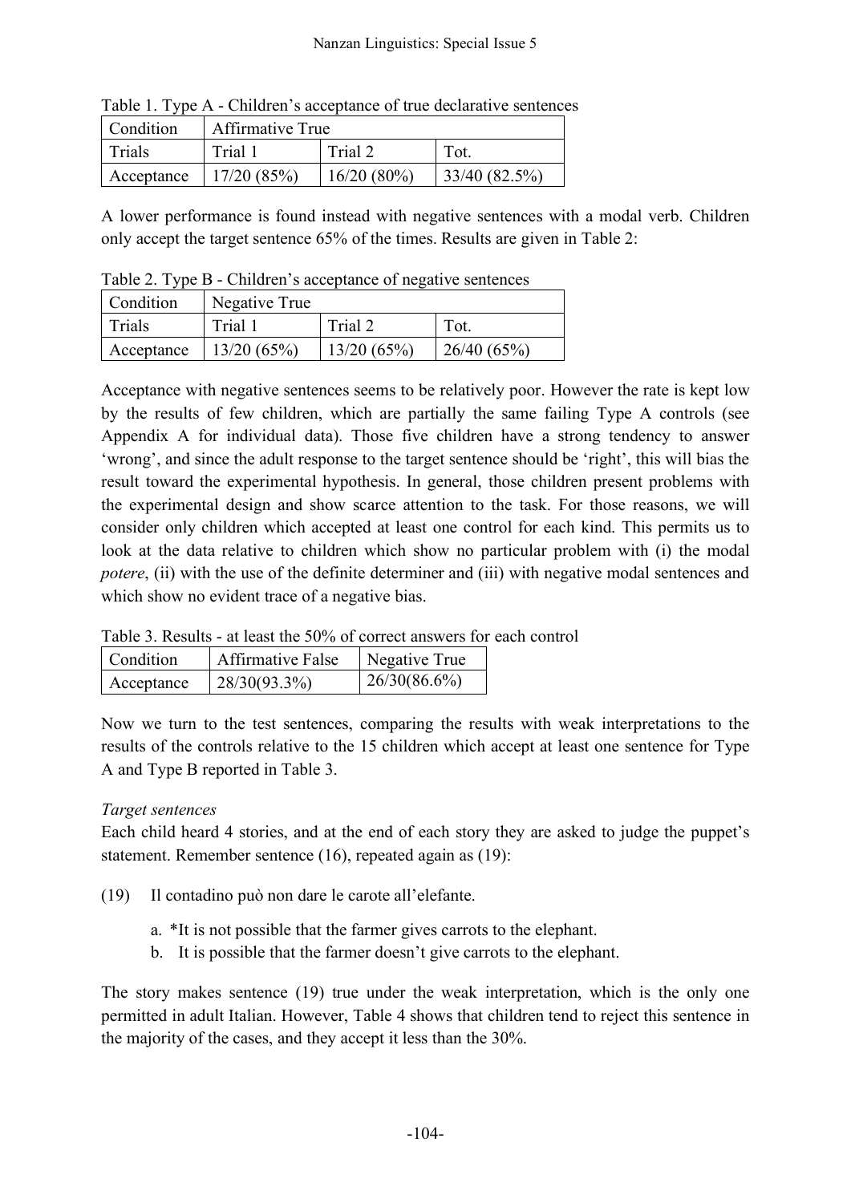Table 1. Type A - Children's acceptance of true declarative sentences

| Condition | Affirmative True | | |
|---|---|---|---|
| Trials | Trial 1 | Trial 2 | Tot. |
| Acceptance | 17/20 (85%) | 16/20 (80%) | 33/40 (82.5%) |

A lower performance is found instead with negative sentences with a modal verb. Children only accept the target sentence 65% of the times. Results are given in Table 2:

Table 2. Type B - Children's acceptance of negative sentences

| Condition | Negative True | | |
|---|---|---|---|
| Trials | Trial 1 | Trial 2 | Tot. |
| Acceptance | 13/20 (65%) | 13/20 (65%) | 26/40 (65%) |

Acceptance with negative sentences seems to be relatively poor. However the rate is kept low by the results of few children, which are partially the same failing Type A controls (see Appendix A for individual data). Those five children have a strong tendency to answer 'wrong', and since the adult response to the target sentence should be 'right', this will bias the result toward the experimental hypothesis. In general, those children present problems with the experimental design and show scarce attention to the task. For those reasons, we will consider only children which accepted at least one control for each kind. This permits us to look at the data relative to children which show no particular problem with (i) the modal *potere*, (ii) with the use of the definite determiner and (iii) with negative modal sentences and which show no evident trace of a negative bias.

Table 3. Results - at least the 50% of correct answers for each control

| Condition | Affirmative False | Negative True |
|---|---|---|
| Acceptance | 28/30(93.3%) | 26/30(86.6%) |

Now we turn to the test sentences, comparing the results with weak interpretations to the results of the controls relative to the 15 children which accept at least one sentence for Type A and Type B reported in Table 3.

*Target sentences*

Each child heard 4 stories, and at the end of each story they are asked to judge the puppet's statement. Remember sentence (16), repeated again as (19):

(19) Il contadino può non dare le carote all'elefante.

a. *It is not possible that the farmer gives carrots to the elephant.

b. It is possible that the farmer doesn't give carrots to the elephant.

The story makes sentence (19) true under the weak interpretation, which is the only one permitted in adult Italian. However, Table 4 shows that children tend to reject this sentence in the majority of the cases, and they accept it less than the 30%.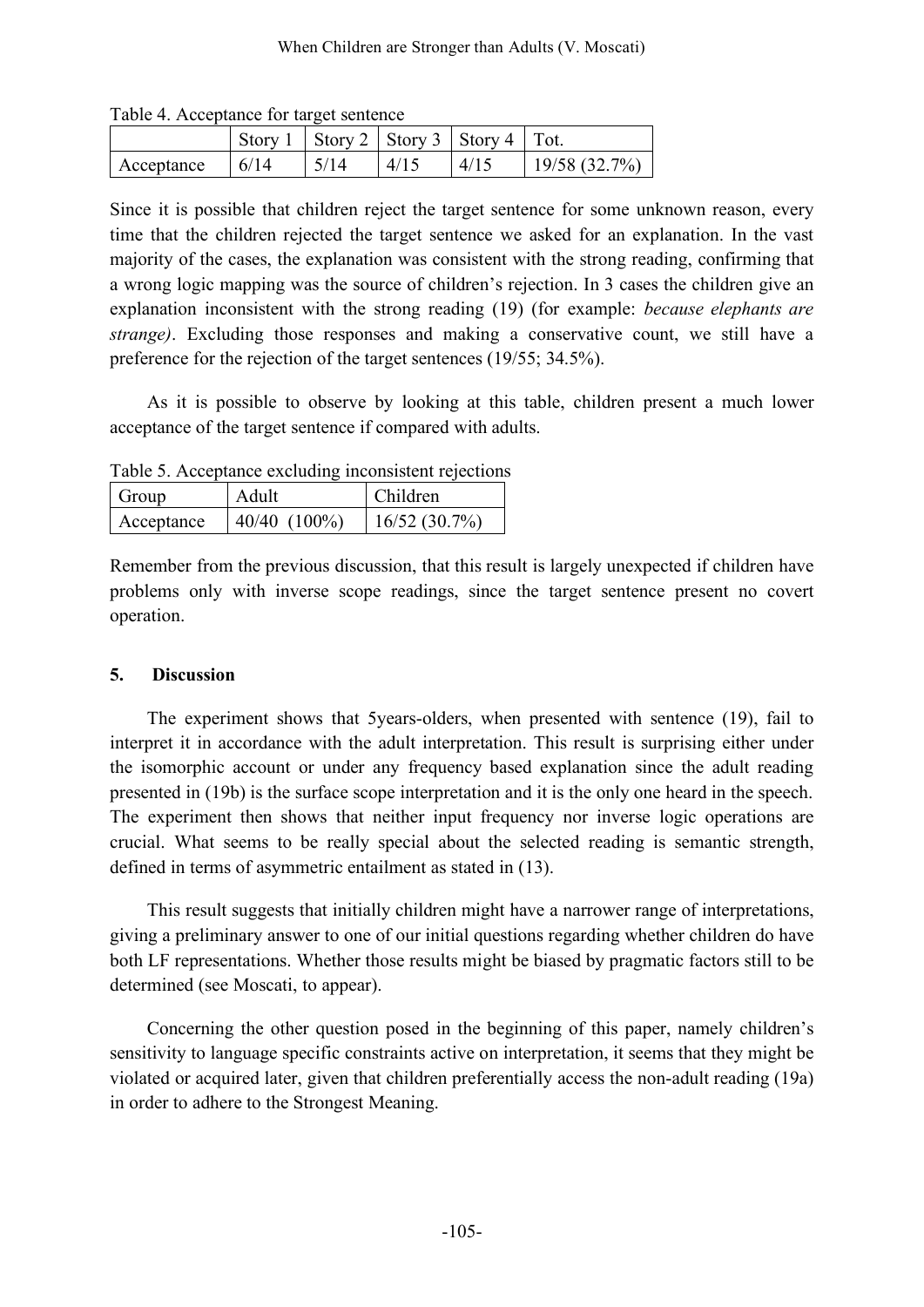Table 4. Acceptance for target sentence

| | Story 1 | Story 2 | Story 3 | Story 4 | Tot. |
|---|---|---|---|---|---|
| Acceptance | 6/14 | 5/14 | 4/15 | 4/15 | 19/58 (32.7%) |

Since it is possible that children reject the target sentence for some unknown reason, every time that the children rejected the target sentence we asked for an explanation. In the vast majority of the cases, the explanation was consistent with the strong reading, confirming that a wrong logic mapping was the source of children's rejection. In 3 cases the children give an explanation inconsistent with the strong reading (19) (for example: *because elephants are strange)*. Excluding those responses and making a conservative count, we still have a preference for the rejection of the target sentences (19/55; 34.5%).

As it is possible to observe by looking at this table, children present a much lower acceptance of the target sentence if compared with adults.

Table 5. Acceptance excluding inconsistent rejections

| Group | Adult | Children |
|---|---|---|
| Acceptance | 40/40 (100%) | 16/52 (30.7%) |

Remember from the previous discussion, that this result is largely unexpected if children have problems only with inverse scope readings, since the target sentence present no covert operation.

## 5. Discussion

The experiment shows that 5years-olders, when presented with sentence (19), fail to interpret it in accordance with the adult interpretation. This result is surprising either under the isomorphic account or under any frequency based explanation since the adult reading presented in (19b) is the surface scope interpretation and it is the only one heard in the speech. The experiment then shows that neither input frequency nor inverse logic operations are crucial. What seems to be really special about the selected reading is semantic strength, defined in terms of asymmetric entailment as stated in (13).

This result suggests that initially children might have a narrower range of interpretations, giving a preliminary answer to one of our initial questions regarding whether children do have both LF representations. Whether those results might be biased by pragmatic factors still to be determined (see Moscati, to appear).

Concerning the other question posed in the beginning of this paper, namely children's sensitivity to language specific constraints active on interpretation, it seems that they might be violated or acquired later, given that children preferentially access the non-adult reading (19a) in order to adhere to the Strongest Meaning.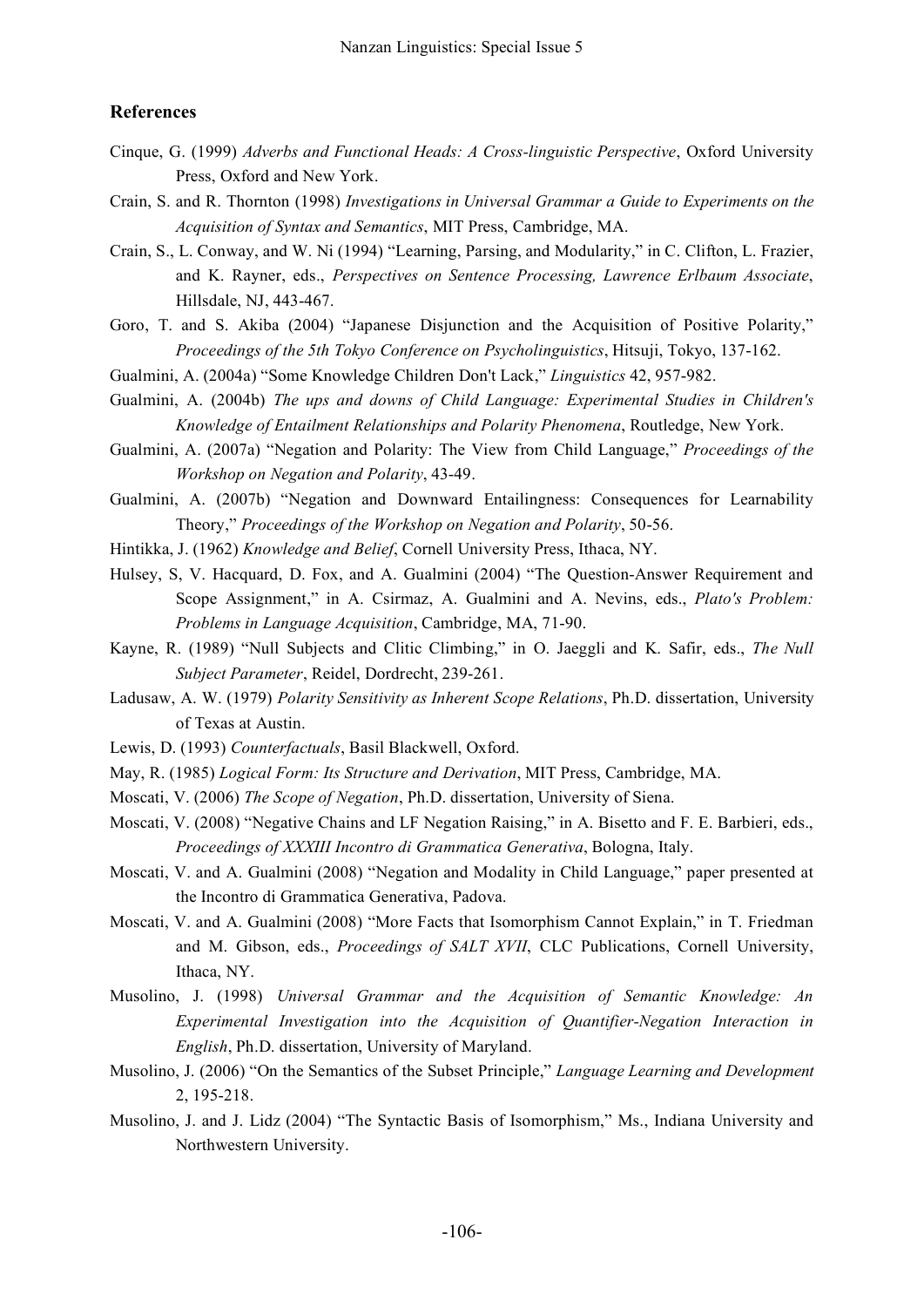## References

Cinque, G. (1999) *Adverbs and Functional Heads: A Cross-linguistic Perspective*, Oxford University Press, Oxford and New York.

Crain, S. and R. Thornton (1998) *Investigations in Universal Grammar a Guide to Experiments on the Acquisition of Syntax and Semantics*, MIT Press, Cambridge, MA.

Crain, S., L. Conway, and W. Ni (1994) "Learning, Parsing, and Modularity," in C. Clifton, L. Frazier, and K. Rayner, eds., *Perspectives on Sentence Processing, Lawrence Erlbaum Associate*, Hillsdale, NJ, 443-467.

Goro, T. and S. Akiba (2004) "Japanese Disjunction and the Acquisition of Positive Polarity," *Proceedings of the 5th Tokyo Conference on Psycholinguistics*, Hitsuji, Tokyo, 137-162.

Gualmini, A. (2004a) "Some Knowledge Children Don't Lack," *Linguistics* 42, 957-982.

Gualmini, A. (2004b) *The ups and downs of Child Language: Experimental Studies in Children's Knowledge of Entailment Relationships and Polarity Phenomena*, Routledge, New York.

Gualmini, A. (2007a) "Negation and Polarity: The View from Child Language," *Proceedings of the Workshop on Negation and Polarity*, 43-49.

Gualmini, A. (2007b) "Negation and Downward Entailingness: Consequences for Learnability Theory," *Proceedings of the Workshop on Negation and Polarity*, 50-56.

Hintikka, J. (1962) *Knowledge and Belief*, Cornell University Press, Ithaca, NY.

Hulsey, S, V. Hacquard, D. Fox, and A. Gualmini (2004) "The Question-Answer Requirement and Scope Assignment," in A. Csirmaz, A. Gualmini and A. Nevins, eds., *Plato's Problem: Problems in Language Acquisition*, Cambridge, MA, 71-90.

Kayne, R. (1989) "Null Subjects and Clitic Climbing," in O. Jaeggli and K. Safir, eds., *The Null Subject Parameter*, Reidel, Dordrecht, 239-261.

Ladusaw, A. W. (1979) *Polarity Sensitivity as Inherent Scope Relations*, Ph.D. dissertation, University of Texas at Austin.

Lewis, D. (1993) *Counterfactuals*, Basil Blackwell, Oxford.

May, R. (1985) *Logical Form: Its Structure and Derivation*, MIT Press, Cambridge, MA.

Moscati, V. (2006) *The Scope of Negation*, Ph.D. dissertation, University of Siena.

Moscati, V. (2008) "Negative Chains and LF Negation Raising," in A. Bisetto and F. E. Barbieri, eds., *Proceedings of XXXIII Incontro di Grammatica Generativa*, Bologna, Italy.

Moscati, V. and A. Gualmini (2008) "Negation and Modality in Child Language," paper presented at the Incontro di Grammatica Generativa, Padova.

Moscati, V. and A. Gualmini (2008) "More Facts that Isomorphism Cannot Explain," in T. Friedman and M. Gibson, eds., *Proceedings of SALT XVII*, CLC Publications, Cornell University, Ithaca, NY.

Musolino, J. (1998) *Universal Grammar and the Acquisition of Semantic Knowledge: An Experimental Investigation into the Acquisition of Quantifier-Negation Interaction in English*, Ph.D. dissertation, University of Maryland.

Musolino, J. (2006) "On the Semantics of the Subset Principle," *Language Learning and Development* 2, 195-218.

Musolino, J. and J. Lidz (2004) "The Syntactic Basis of Isomorphism," Ms., Indiana University and Northwestern University.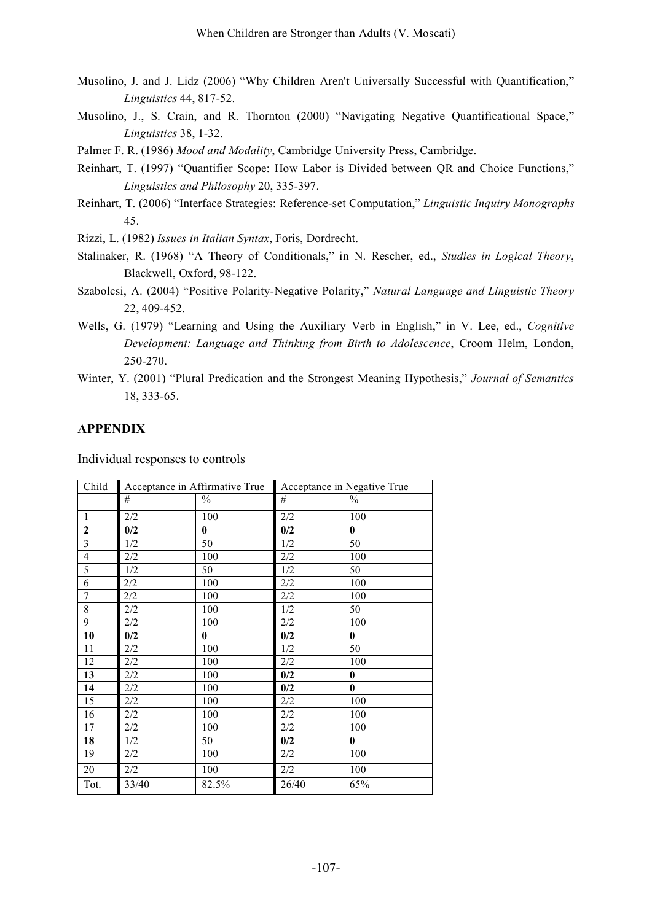Musolino, J. and J. Lidz (2006) "Why Children Aren't Universally Successful with Quantification," *Linguistics* 44, 817-52.

Musolino, J., S. Crain, and R. Thornton (2000) "Navigating Negative Quantificational Space," *Linguistics* 38, 1-32.

Palmer F. R. (1986) *Mood and Modality*, Cambridge University Press, Cambridge.

Reinhart, T. (1997) "Quantifier Scope: How Labor is Divided between QR and Choice Functions," *Linguistics and Philosophy* 20, 335-397.

Reinhart, T. (2006) "Interface Strategies: Reference-set Computation," *Linguistic Inquiry Monographs* 45.

Rizzi, L. (1982) *Issues in Italian Syntax*, Foris, Dordrecht.

Stalinaker, R. (1968) "A Theory of Conditionals," in N. Rescher, ed., *Studies in Logical Theory*, Blackwell, Oxford, 98-122.

Szabolcsi, A. (2004) "Positive Polarity-Negative Polarity," *Natural Language and Linguistic Theory* 22, 409-452.

Wells, G. (1979) "Learning and Using the Auxiliary Verb in English," in V. Lee, ed., *Cognitive Development: Language and Thinking from Birth to Adolescence*, Croom Helm, London, 250-270.

Winter, Y. (2001) "Plural Predication and the Strongest Meaning Hypothesis," *Journal of Semantics* 18, 333-65.

## APPENDIX

Individual responses to controls

| Child | Acceptance in Affirmative True | | Acceptance in Negative True | |
|---|---|---|---|---|
| | # | % | # | % |
| 1 | 2/2 | 100 | 2/2 | 100 |
| **2** | **0/2** | **0** | **0/2** | **0** |
| 3 | 1/2 | 50 | 1/2 | 50 |
| 4 | 2/2 | 100 | 2/2 | 100 |
| 5 | 1/2 | 50 | 1/2 | 50 |
| 6 | 2/2 | 100 | 2/2 | 100 |
| 7 | 2/2 | 100 | 2/2 | 100 |
| 8 | 2/2 | 100 | 1/2 | 50 |
| 9 | 2/2 | 100 | 2/2 | 100 |
| **10** | **0/2** | **0** | **0/2** | **0** |
| 11 | 2/2 | 100 | 1/2 | 50 |
| 12 | 2/2 | 100 | 2/2 | 100 |
| **13** | 2/2 | 100 | **0/2** | **0** |
| **14** | 2/2 | 100 | **0/2** | **0** |
| 15 | 2/2 | 100 | 2/2 | 100 |
| 16 | 2/2 | 100 | 2/2 | 100 |
| 17 | 2/2 | 100 | 2/2 | 100 |
| **18** | 1/2 | 50 | **0/2** | **0** |
| 19 | 2/2 | 100 | 2/2 | 100 |
| 20 | 2/2 | 100 | 2/2 | 100 |
| Tot. | 33/40 | 82.5% | 26/40 | 65% |